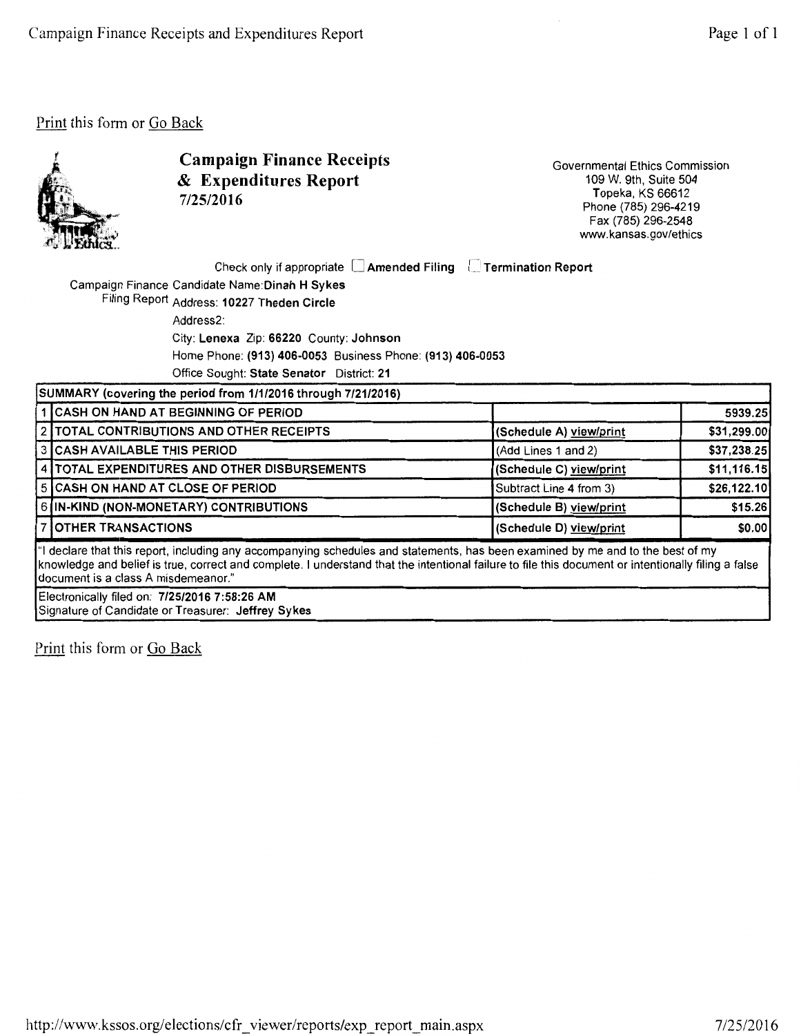Print this form or Go Back

# Campaign Finance Receipts & Expenditures Report
7/25/2016

Governmental Ethics Commission
109 W. 9th, Suite 504
Topeka, KS 66612
Phone (785) 296-4219
Fax (785) 296-2548
www.kansas.gov/ethics

Check only if appropriate ☐ **Amended Filing** ☐ **Termination Report**

Campaign Finance Candidate Name: **Dinah H Sykes**
Filing Report Address: **10227 Theden Circle**
Address2:
City: **Lenexa** Zip: **66220** County: **Johnson**
Home Phone: **(913) 406-0053** Business Phone: **(913) 406-0053**
Office Sought: **State Senator** District: **21**

| SUMMARY (covering the period from 1/1/2016 through 7/21/2016) | | | |
|---|---|---|---|
| 1 | CASH ON HAND AT BEGINNING OF PERIOD | | 5939.25 |
| 2 | TOTAL CONTRIBUTIONS AND OTHER RECEIPTS | (Schedule A) view/print | $31,299.00 |
| 3 | CASH AVAILABLE THIS PERIOD | (Add Lines 1 and 2) | $37,238.25 |
| 4 | TOTAL EXPENDITURES AND OTHER DISBURSEMENTS | (Schedule C) view/print | $11,116.15 |
| 5 | CASH ON HAND AT CLOSE OF PERIOD | Subtract Line 4 from 3) | $26,122.10 |
| 6 | IN-KIND (NON-MONETARY) CONTRIBUTIONS | (Schedule B) view/print | $15.26 |
| 7 | OTHER TRANSACTIONS | (Schedule D) view/print | $0.00 |

"I declare that this report, including any accompanying schedules and statements, has been examined by me and to the best of my knowledge and belief is true, correct and complete. I understand that the intentional failure to file this document or intentionally filing a false document is a class A misdemeanor."

Electronically filed on: **7/25/2016 7:58:26 AM**
Signature of Candidate or Treasurer: **Jeffrey Sykes**

Print this form or Go Back

http://www.kssos.org/elections/cfr_viewer/reports/exp_report_main.aspx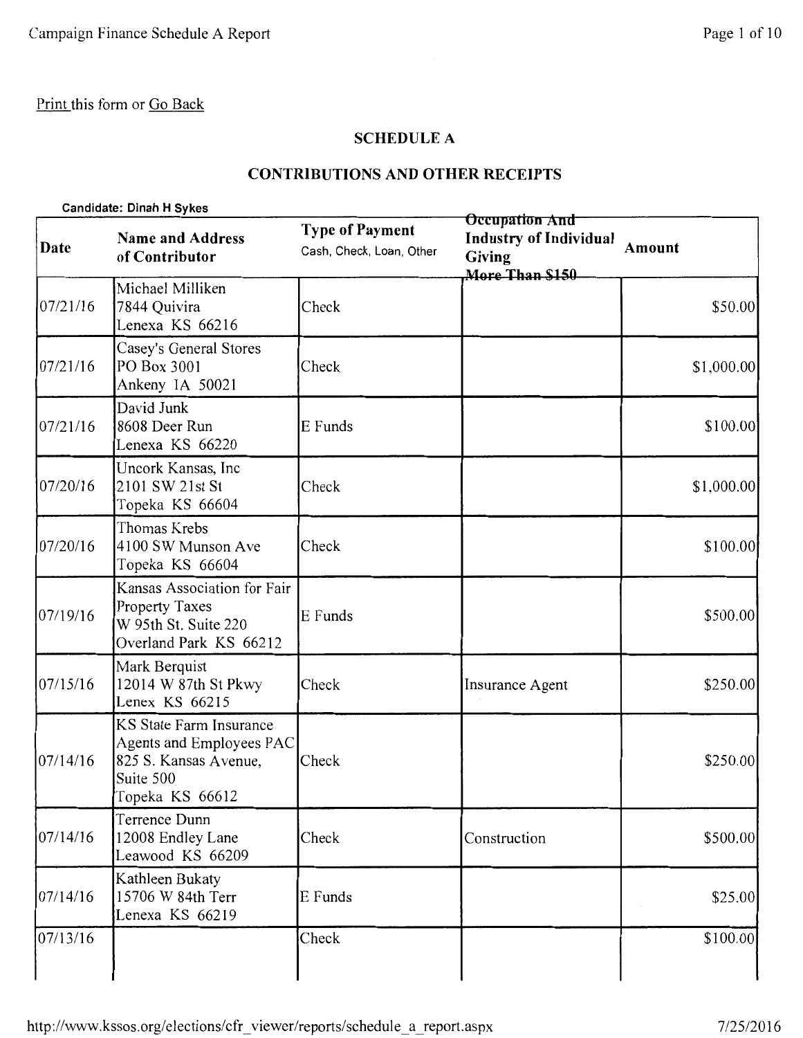Print this form or Go Back

## SCHEDULE A

## CONTRIBUTIONS AND OTHER RECEIPTS

**Candidate: Dinah H Sykes**

| Date | Name and Address of Contributor | Type of Payment Cash, Check, Loan, Other | Occupation And Industry of Individual Giving More Than $150 | Amount |
|---|---|---|---|---|
| 07/21/16 | Michael Milliken<br>7844 Quivira<br>Lenexa KS 66216 | Check | | $50.00 |
| 07/21/16 | Casey's General Stores<br>PO Box 3001<br>Ankeny IA 50021 | Check | | $1,000.00 |
| 07/21/16 | David Junk<br>8608 Deer Run<br>Lenexa KS 66220 | E Funds | | $100.00 |
| 07/20/16 | Uncork Kansas, Inc<br>2101 SW 21st St<br>Topeka KS 66604 | Check | | $1,000.00 |
| 07/20/16 | Thomas Krebs<br>4100 SW Munson Ave<br>Topeka KS 66604 | Check | | $100.00 |
| 07/19/16 | Kansas Association for Fair Property Taxes<br>W 95th St. Suite 220<br>Overland Park KS 66212 | E Funds | | $500.00 |
| 07/15/16 | Mark Berquist<br>12014 W 87th St Pkwy<br>Lenex KS 66215 | Check | Insurance Agent | $250.00 |
| 07/14/16 | KS State Farm Insurance Agents and Employees PAC<br>825 S. Kansas Avenue, Suite 500<br>Topeka KS 66612 | Check | | $250.00 |
| 07/14/16 | Terrence Dunn<br>12008 Endley Lane<br>Leawood KS 66209 | Check | Construction | $500.00 |
| 07/14/16 | Kathleen Bukaty<br>15706 W 84th Terr<br>Lenexa KS 66219 | E Funds | | $25.00 |
| 07/13/16 | | Check | | $100.00 |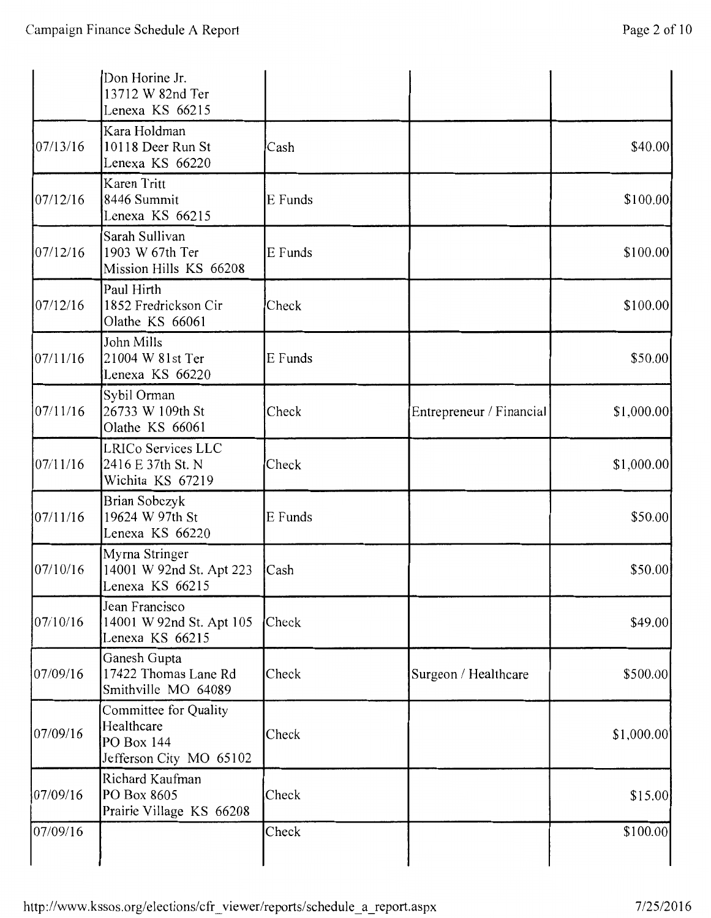| | | | | |
|---|---|---|---|---|
| | Don Horine Jr.<br>13712 W 82nd Ter<br>Lenexa KS 66215 | | | |
| 07/13/16 | Kara Holdman<br>10118 Deer Run St<br>Lenexa KS 66220 | Cash | | $40.00 |
| 07/12/16 | Karen Tritt<br>8446 Summit<br>Lenexa KS 66215 | E Funds | | $100.00 |
| 07/12/16 | Sarah Sullivan<br>1903 W 67th Ter<br>Mission Hills KS 66208 | E Funds | | $100.00 |
| 07/12/16 | Paul Hirth<br>1852 Fredrickson Cir<br>Olathe KS 66061 | Check | | $100.00 |
| 07/11/16 | John Mills<br>21004 W 81st Ter<br>Lenexa KS 66220 | E Funds | | $50.00 |
| 07/11/16 | Sybil Orman<br>26733 W 109th St<br>Olathe KS 66061 | Check | Entrepreneur / Financial | $1,000.00 |
| 07/11/16 | LRICo Services LLC<br>2416 E 37th St. N<br>Wichita KS 67219 | Check | | $1,000.00 |
| 07/11/16 | Brian Sobczyk<br>19624 W 97th St<br>Lenexa KS 66220 | E Funds | | $50.00 |
| 07/10/16 | Myrna Stringer<br>14001 W 92nd St. Apt 223<br>Lenexa KS 66215 | Cash | | $50.00 |
| 07/10/16 | Jean Francisco<br>14001 W 92nd St. Apt 105<br>Lenexa KS 66215 | Check | | $49.00 |
| 07/09/16 | Ganesh Gupta<br>17422 Thomas Lane Rd<br>Smithville MO 64089 | Check | Surgeon / Healthcare | $500.00 |
| 07/09/16 | Committee for Quality Healthcare<br>PO Box 144<br>Jefferson City MO 65102 | Check | | $1,000.00 |
| 07/09/16 | Richard Kaufman<br>PO Box 8605<br>Prairie Village KS 66208 | Check | | $15.00 |
| 07/09/16 | | Check | | $100.00 |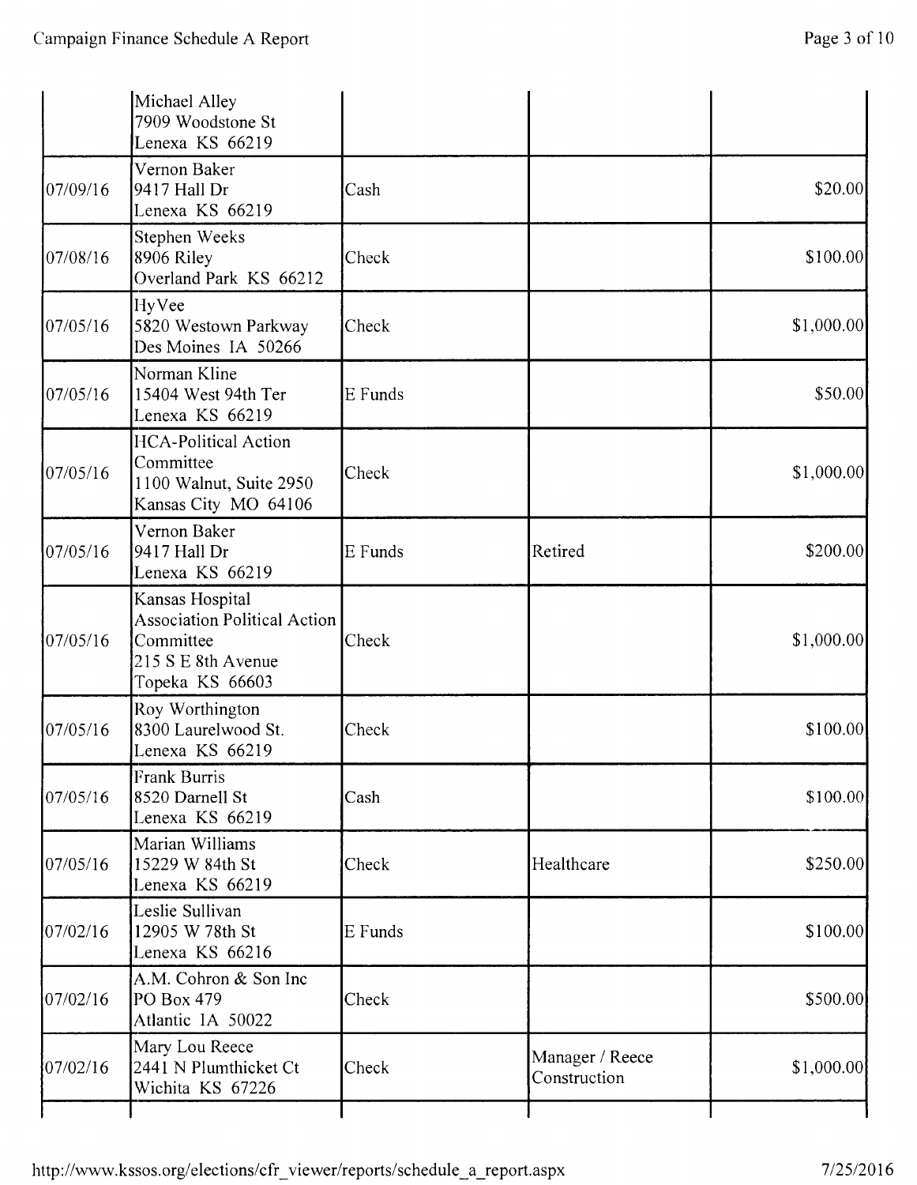| | | | | |
|---|---|---|---|---|
| | Michael Alley<br>7909 Woodstone St<br>Lenexa KS 66219 | | | |
| 07/09/16 | Vernon Baker<br>9417 Hall Dr<br>Lenexa KS 66219 | Cash | | $20.00 |
| 07/08/16 | Stephen Weeks<br>8906 Riley<br>Overland Park KS 66212 | Check | | $100.00 |
| 07/05/16 | HyVee<br>5820 Westown Parkway<br>Des Moines IA 50266 | Check | | $1,000.00 |
| 07/05/16 | Norman Kline<br>15404 West 94th Ter<br>Lenexa KS 66219 | E Funds | | $50.00 |
| 07/05/16 | HCA-Political Action Committee<br>1100 Walnut, Suite 2950<br>Kansas City MO 64106 | Check | | $1,000.00 |
| 07/05/16 | Vernon Baker<br>9417 Hall Dr<br>Lenexa KS 66219 | E Funds | Retired | $200.00 |
| 07/05/16 | Kansas Hospital Association Political Action Committee<br>215 S E 8th Avenue<br>Topeka KS 66603 | Check | | $1,000.00 |
| 07/05/16 | Roy Worthington<br>8300 Laurelwood St.<br>Lenexa KS 66219 | Check | | $100.00 |
| 07/05/16 | Frank Burris<br>8520 Darnell St<br>Lenexa KS 66219 | Cash | | $100.00 |
| 07/05/16 | Marian Williams<br>15229 W 84th St<br>Lenexa KS 66219 | Check | Healthcare | $250.00 |
| 07/02/16 | Leslie Sullivan<br>12905 W 78th St<br>Lenexa KS 66216 | E Funds | | $100.00 |
| 07/02/16 | A.M. Cohron & Son Inc<br>PO Box 479<br>Atlantic IA 50022 | Check | | $500.00 |
| 07/02/16 | Mary Lou Reece<br>2441 N Plumthicket Ct<br>Wichita KS 67226 | Check | Manager / Reece Construction | $1,000.00 |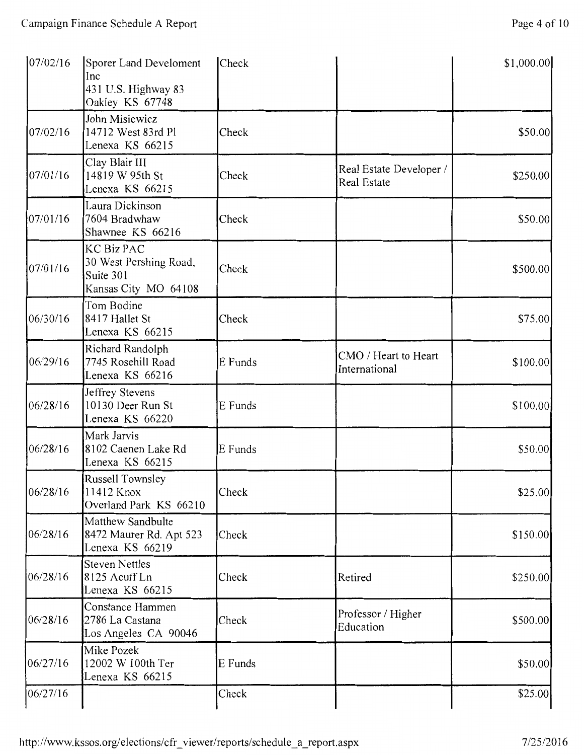| | | | | |
|---|---|---|---|---|
| 07/02/16 | Sporer Land Develoment Inc<br>431 U.S. Highway 83<br>Oakley KS 67748 | Check | | $1,000.00 |
| 07/02/16 | John Misiewicz<br>14712 West 83rd Pl<br>Lenexa KS 66215 | Check | | $50.00 |
| 07/01/16 | Clay Blair III<br>14819 W 95th St<br>Lenexa KS 66215 | Check | Real Estate Developer / Real Estate | $250.00 |
| 07/01/16 | Laura Dickinson<br>7604 Bradwhaw<br>Shawnee KS 66216 | Check | | $50.00 |
| 07/01/16 | KC Biz PAC<br>30 West Pershing Road, Suite 301<br>Kansas City MO 64108 | Check | | $500.00 |
| 06/30/16 | Tom Bodine<br>8417 Hallet St<br>Lenexa KS 66215 | Check | | $75.00 |
| 06/29/16 | Richard Randolph<br>7745 Rosehill Road<br>Lenexa KS 66216 | E Funds | CMO / Heart to Heart International | $100.00 |
| 06/28/16 | Jeffrey Stevens<br>10130 Deer Run St<br>Lenexa KS 66220 | E Funds | | $100.00 |
| 06/28/16 | Mark Jarvis<br>8102 Caenen Lake Rd<br>Lenexa KS 66215 | E Funds | | $50.00 |
| 06/28/16 | Russell Townsley<br>11412 Knox<br>Overland Park KS 66210 | Check | | $25.00 |
| 06/28/16 | Matthew Sandbulte<br>8472 Maurer Rd. Apt 523<br>Lenexa KS 66219 | Check | | $150.00 |
| 06/28/16 | Steven Nettles<br>8125 Acuff Ln<br>Lenexa KS 66215 | Check | Retired | $250.00 |
| 06/28/16 | Constance Hammen<br>2786 La Castana<br>Los Angeles CA 90046 | Check | Professor / Higher Education | $500.00 |
| 06/27/16 | Mike Pozek<br>12002 W 100th Ter<br>Lenexa KS 66215 | E Funds | | $50.00 |
| 06/27/16 | | Check | | $25.00 |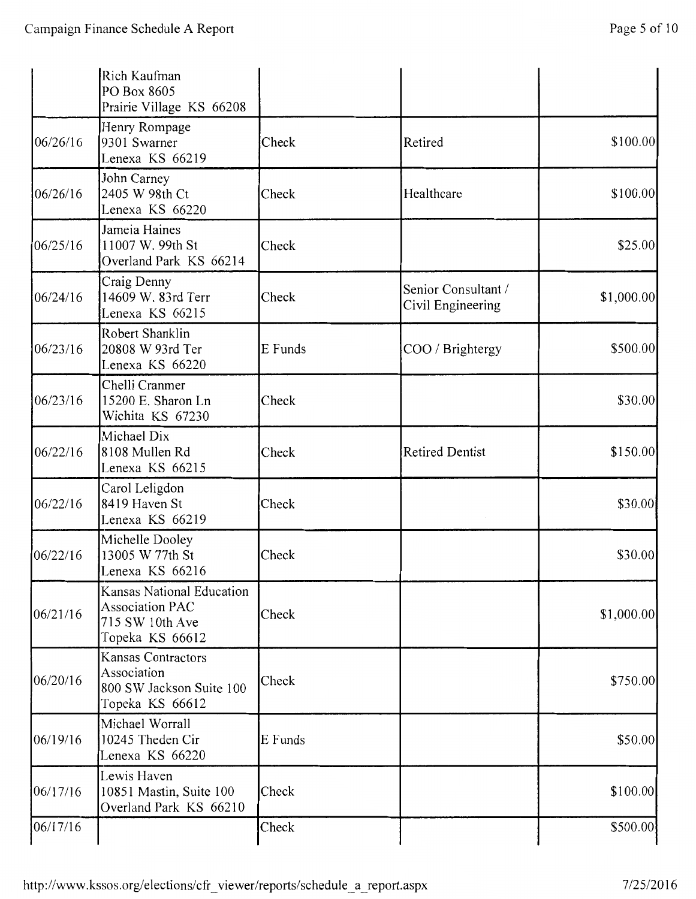| | | | | |
|---|---|---|---|---|
| | Rich Kaufman<br>PO Box 8605<br>Prairie Village KS 66208 | | | |
| 06/26/16 | Henry Rompage<br>9301 Swarner<br>Lenexa KS 66219 | Check | Retired | $100.00 |
| 06/26/16 | John Carney<br>2405 W 98th Ct<br>Lenexa KS 66220 | Check | Healthcare | $100.00 |
| 06/25/16 | Jameia Haines<br>11007 W. 99th St<br>Overland Park KS 66214 | Check | | $25.00 |
| 06/24/16 | Craig Denny<br>14609 W. 83rd Terr<br>Lenexa KS 66215 | Check | Senior Consultant / Civil Engineering | $1,000.00 |
| 06/23/16 | Robert Shanklin<br>20808 W 93rd Ter<br>Lenexa KS 66220 | E Funds | COO / Brightergy | $500.00 |
| 06/23/16 | Chelli Cranmer<br>15200 E. Sharon Ln<br>Wichita KS 67230 | Check | | $30.00 |
| 06/22/16 | Michael Dix<br>8108 Mullen Rd<br>Lenexa KS 66215 | Check | Retired Dentist | $150.00 |
| 06/22/16 | Carol Leligdon<br>8419 Haven St<br>Lenexa KS 66219 | Check | | $30.00 |
| 06/22/16 | Michelle Dooley<br>13005 W 77th St<br>Lenexa KS 66216 | Check | | $30.00 |
| 06/21/16 | Kansas National Education Association PAC<br>715 SW 10th Ave<br>Topeka KS 66612 | Check | | $1,000.00 |
| 06/20/16 | Kansas Contractors Association<br>800 SW Jackson Suite 100<br>Topeka KS 66612 | Check | | $750.00 |
| 06/19/16 | Michael Worrall<br>10245 Theden Cir<br>Lenexa KS 66220 | E Funds | | $50.00 |
| 06/17/16 | Lewis Haven<br>10851 Mastin, Suite 100<br>Overland Park KS 66210 | Check | | $100.00 |
| 06/17/16 | | Check | | $500.00 |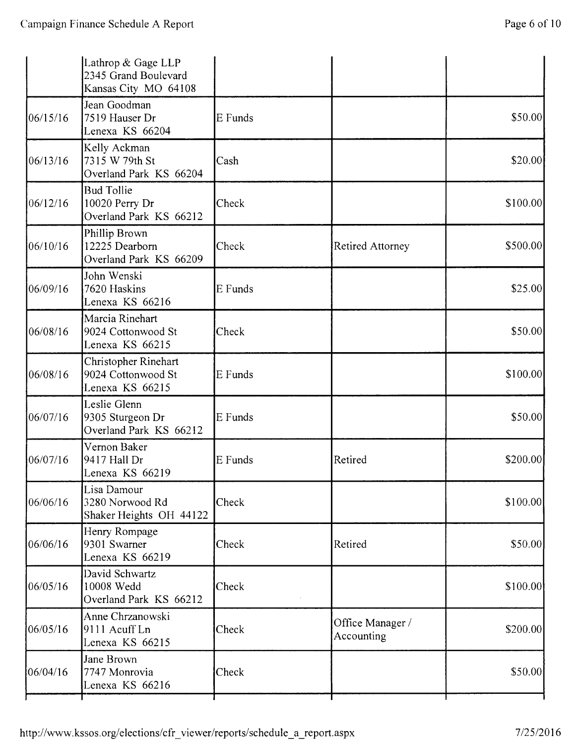| | | | | |
|---|---|---|---|---|
| | Lathrop & Gage LLP<br>2345 Grand Boulevard<br>Kansas City MO 64108 | | | |
| 06/15/16 | Jean Goodman<br>7519 Hauser Dr<br>Lenexa KS 66204 | E Funds | | $50.00 |
| 06/13/16 | Kelly Ackman<br>7315 W 79th St<br>Overland Park KS 66204 | Cash | | $20.00 |
| 06/12/16 | Bud Tollie<br>10020 Perry Dr<br>Overland Park KS 66212 | Check | | $100.00 |
| 06/10/16 | Phillip Brown<br>12225 Dearborn<br>Overland Park KS 66209 | Check | Retired Attorney | $500.00 |
| 06/09/16 | John Wenski<br>7620 Haskins<br>Lenexa KS 66216 | E Funds | | $25.00 |
| 06/08/16 | Marcia Rinehart<br>9024 Cottonwood St<br>Lenexa KS 66215 | Check | | $50.00 |
| 06/08/16 | Christopher Rinehart<br>9024 Cottonwood St<br>Lenexa KS 66215 | E Funds | | $100.00 |
| 06/07/16 | Leslie Glenn<br>9305 Sturgeon Dr<br>Overland Park KS 66212 | E Funds | | $50.00 |
| 06/07/16 | Vernon Baker<br>9417 Hall Dr<br>Lenexa KS 66219 | E Funds | Retired | $200.00 |
| 06/06/16 | Lisa Damour<br>3280 Norwood Rd<br>Shaker Heights OH 44122 | Check | | $100.00 |
| 06/06/16 | Henry Rompage<br>9301 Swarner<br>Lenexa KS 66219 | Check | Retired | $50.00 |
| 06/05/16 | David Schwartz<br>10008 Wedd<br>Overland Park KS 66212 | Check | | $100.00 |
| 06/05/16 | Anne Chrzanowski<br>9111 Acuff Ln<br>Lenexa KS 66215 | Check | Office Manager / Accounting | $200.00 |
| 06/04/16 | Jane Brown<br>7747 Monrovia<br>Lenexa KS 66216 | Check | | $50.00 |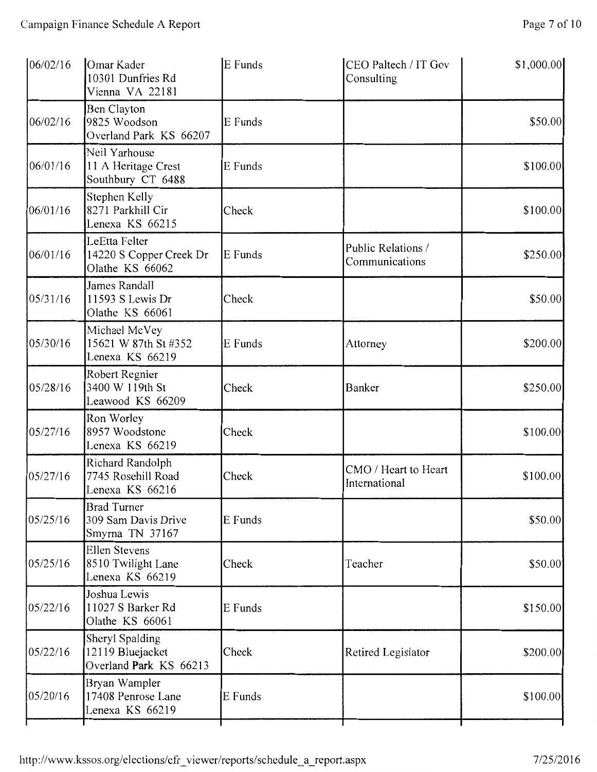| | | | | |
|---|---|---|---|---|
| 06/02/16 | Omar Kader<br>10301 Dunfries Rd<br>Vienna VA 22181 | E Funds | CEO Paltech / IT Gov Consulting | $1,000.00 |
| 06/02/16 | Ben Clayton<br>9825 Woodson<br>Overland Park KS 66207 | E Funds | | $50.00 |
| 06/01/16 | Neil Yarhouse<br>11 A Heritage Crest<br>Southbury CT 6488 | E Funds | | $100.00 |
| 06/01/16 | Stephen Kelly<br>8271 Parkhill Cir<br>Lenexa KS 66215 | Check | | $100.00 |
| 06/01/16 | LeEtta Felter<br>14220 S Copper Creek Dr<br>Olathe KS 66062 | E Funds | Public Relations / Communications | $250.00 |
| 05/31/16 | James Randall<br>11593 S Lewis Dr<br>Olathe KS 66061 | Check | | $50.00 |
| 05/30/16 | Michael McVey<br>15621 W 87th St #352<br>Lenexa KS 66219 | E Funds | Attorney | $200.00 |
| 05/28/16 | Robert Regnier<br>3400 W 119th St<br>Leawood KS 66209 | Check | Banker | $250.00 |
| 05/27/16 | Ron Worley<br>8957 Woodstone<br>Lenexa KS 66219 | Check | | $100.00 |
| 05/27/16 | Richard Randolph<br>7745 Rosehill Road<br>Lenexa KS 66216 | Check | CMO / Heart to Heart International | $100.00 |
| 05/25/16 | Brad Turner<br>309 Sam Davis Drive<br>Smyrna TN 37167 | E Funds | | $50.00 |
| 05/25/16 | Ellen Stevens<br>8510 Twilight Lane<br>Lenexa KS 66219 | Check | Teacher | $50.00 |
| 05/22/16 | Joshua Lewis<br>11027 S Barker Rd<br>Olathe KS 66061 | E Funds | | $150.00 |
| 05/22/16 | Sheryl Spalding<br>12119 Bluejacket<br>Overland Park KS 66213 | Check | Retired Legislator | $200.00 |
| 05/20/16 | Bryan Wampler<br>17408 Penrose Lane<br>Lenexa KS 66219 | E Funds | | $100.00 |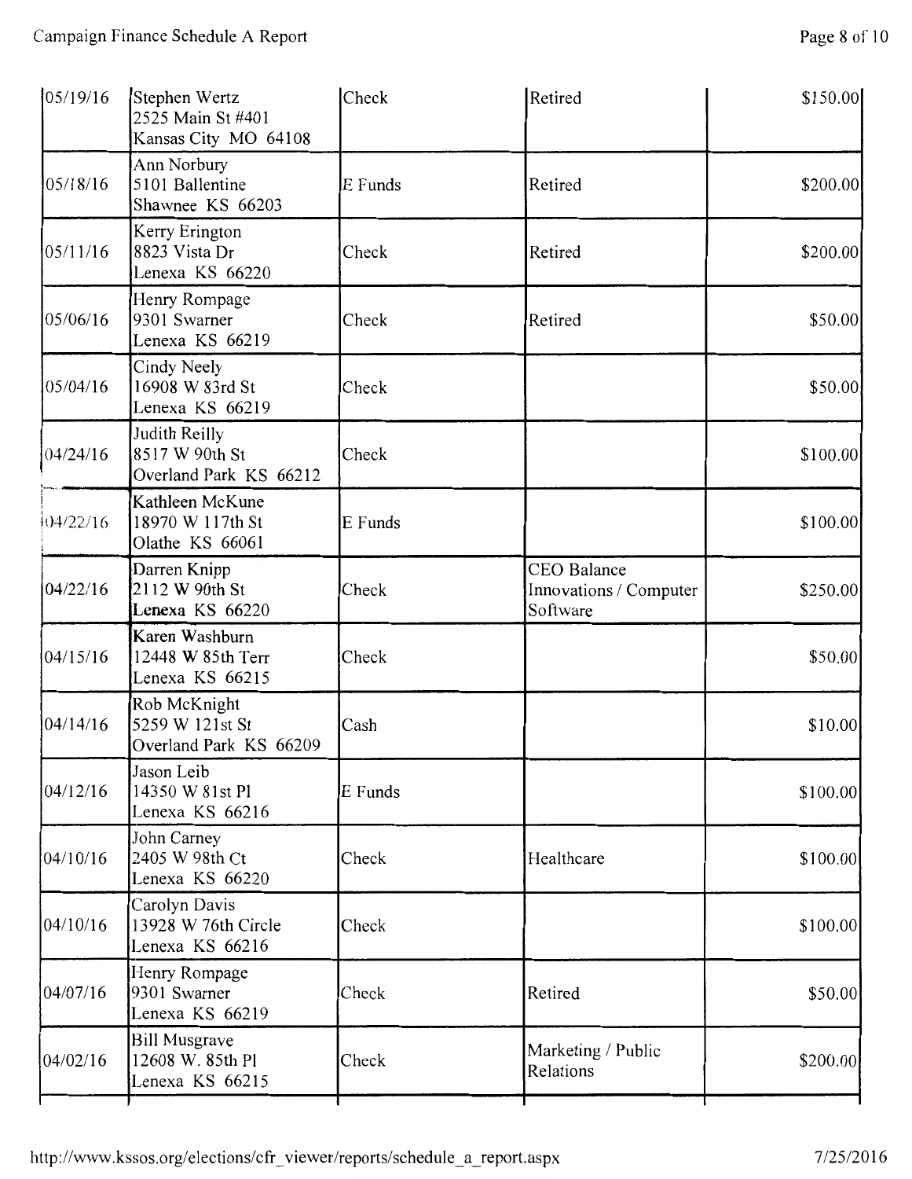| | | | | |
|---|---|---|---|---|
| 05/19/16 | Stephen Wertz<br>2525 Main St #401<br>Kansas City MO 64108 | Check | Retired | $150.00 |
| 05/18/16 | Ann Norbury<br>5101 Ballentine<br>Shawnee KS 66203 | E Funds | Retired | $200.00 |
| 05/11/16 | Kerry Erington<br>8823 Vista Dr<br>Lenexa KS 66220 | Check | Retired | $200.00 |
| 05/06/16 | Henry Rompage<br>9301 Swarner<br>Lenexa KS 66219 | Check | Retired | $50.00 |
| 05/04/16 | Cindy Neely<br>16908 W 83rd St<br>Lenexa KS 66219 | Check | | $50.00 |
| 04/24/16 | Judith Reilly<br>8517 W 90th St<br>Overland Park KS 66212 | Check | | $100.00 |
| 04/22/16 | Kathleen McKune<br>18970 W 117th St<br>Olathe KS 66061 | E Funds | | $100.00 |
| 04/22/16 | Darren Knipp<br>2112 W 90th St<br>Lenexa KS 66220 | Check | CEO Balance Innovations / Computer Software | $250.00 |
| 04/15/16 | Karen Washburn<br>12448 W 85th Terr<br>Lenexa KS 66215 | Check | | $50.00 |
| 04/14/16 | Rob McKnight<br>5259 W 121st St<br>Overland Park KS 66209 | Cash | | $10.00 |
| 04/12/16 | Jason Leib<br>14350 W 81st Pl<br>Lenexa KS 66216 | E Funds | | $100.00 |
| 04/10/16 | John Carney<br>2405 W 98th Ct<br>Lenexa KS 66220 | Check | Healthcare | $100.00 |
| 04/10/16 | Carolyn Davis<br>13928 W 76th Circle<br>Lenexa KS 66216 | Check | | $100.00 |
| 04/07/16 | Henry Rompage<br>9301 Swarner<br>Lenexa KS 66219 | Check | Retired | $50.00 |
| 04/02/16 | Bill Musgrave<br>12608 W. 85th Pl<br>Lenexa KS 66215 | Check | Marketing / Public Relations | $200.00 |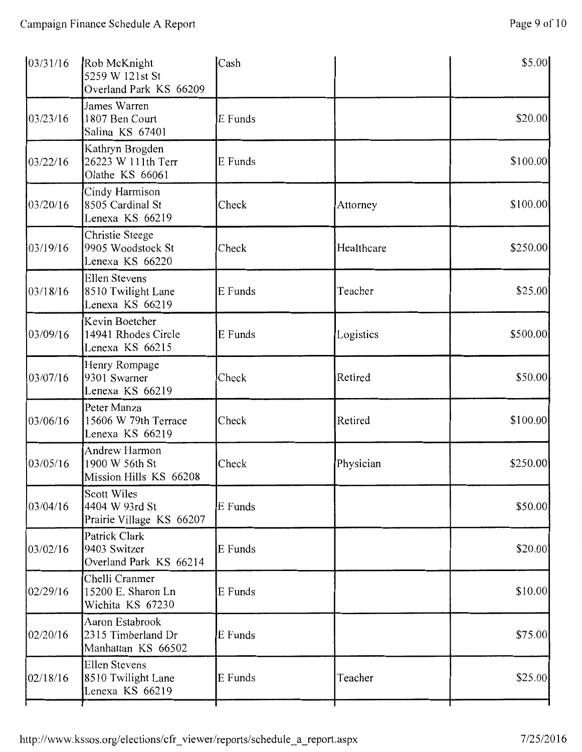| | | | | |
|---|---|---|---|---|
| 03/31/16 | Rob McKnight<br>5259 W 121st St<br>Overland Park KS 66209 | Cash | | $5.00 |
| 03/23/16 | James Warren<br>1807 Ben Court<br>Salina KS 67401 | E Funds | | $20.00 |
| 03/22/16 | Kathryn Brogden<br>26223 W 111th Terr<br>Olathe KS 66061 | E Funds | | $100.00 |
| 03/20/16 | Cindy Harmison<br>8505 Cardinal St<br>Lenexa KS 66219 | Check | Attorney | $100.00 |
| 03/19/16 | Christie Steege<br>9905 Woodstock St<br>Lenexa KS 66220 | Check | Healthcare | $250.00 |
| 03/18/16 | Ellen Stevens<br>8510 Twilight Lane<br>Lenexa KS 66219 | E Funds | Teacher | $25.00 |
| 03/09/16 | Kevin Boetcher<br>14941 Rhodes Circle<br>Lenexa KS 66215 | E Funds | Logistics | $500.00 |
| 03/07/16 | Henry Rompage<br>9301 Swarner<br>Lenexa KS 66219 | Check | Retired | $50.00 |
| 03/06/16 | Peter Manza<br>15606 W 79th Terrace<br>Lenexa KS 66219 | Check | Retired | $100.00 |
| 03/05/16 | Andrew Harmon<br>1900 W 56th St<br>Mission Hills KS 66208 | Check | Physician | $250.00 |
| 03/04/16 | Scott Wiles<br>4404 W 93rd St<br>Prairie Village KS 66207 | E Funds | | $50.00 |
| 03/02/16 | Patrick Clark<br>9403 Switzer<br>Overland Park KS 66214 | E Funds | | $20.00 |
| 02/29/16 | Chelli Cranmer<br>15200 E. Sharon Ln<br>Wichita KS 67230 | E Funds | | $10.00 |
| 02/20/16 | Aaron Estabrook<br>2315 Timberland Dr<br>Manhattan KS 66502 | E Funds | | $75.00 |
| 02/18/16 | Ellen Stevens<br>8510 Twilight Lane<br>Lenexa KS 66219 | E Funds | Teacher | $25.00 |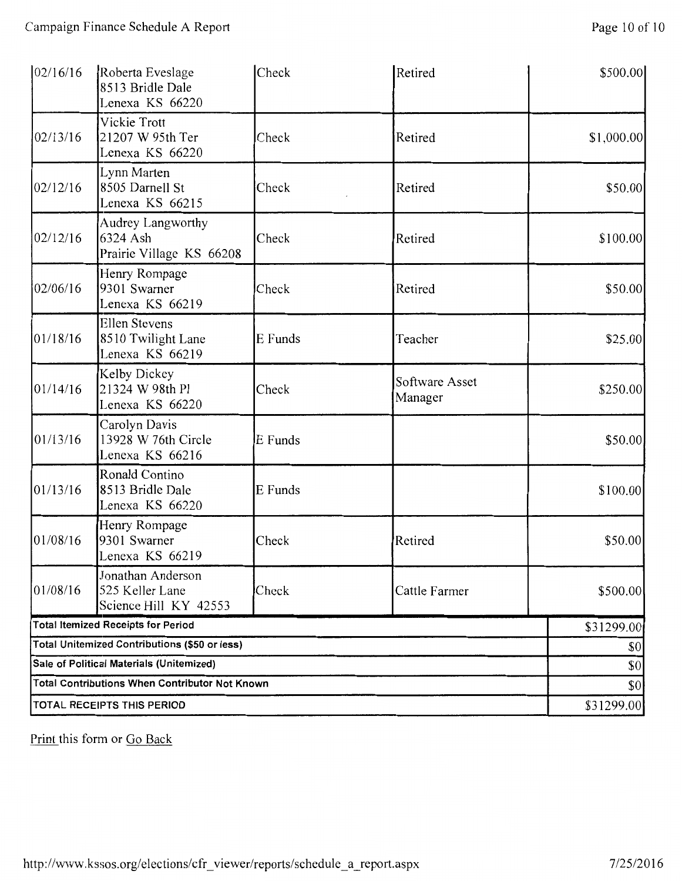| | | | | |
|---|---|---|---|---|
| 02/16/16 | Roberta Eveslage<br>8513 Bridle Dale<br>Lenexa KS 66220 | Check | Retired | $500.00 |
| 02/13/16 | Vickie Trott<br>21207 W 95th Ter<br>Lenexa KS 66220 | Check | Retired | $1,000.00 |
| 02/12/16 | Lynn Marten<br>8505 Darnell St<br>Lenexa KS 66215 | Check | Retired | $50.00 |
| 02/12/16 | Audrey Langworthy<br>6324 Ash<br>Prairie Village KS 66208 | Check | Retired | $100.00 |
| 02/06/16 | Henry Rompage<br>9301 Swarner<br>Lenexa KS 66219 | Check | Retired | $50.00 |
| 01/18/16 | Ellen Stevens<br>8510 Twilight Lane<br>Lenexa KS 66219 | E Funds | Teacher | $25.00 |
| 01/14/16 | Kelby Dickey<br>21324 W 98th Pl<br>Lenexa KS 66220 | Check | Software Asset Manager | $250.00 |
| 01/13/16 | Carolyn Davis<br>13928 W 76th Circle<br>Lenexa KS 66216 | E Funds | | $50.00 |
| 01/13/16 | Ronald Contino<br>8513 Bridle Dale<br>Lenexa KS 66220 | E Funds | | $100.00 |
| 01/08/16 | Henry Rompage<br>9301 Swarner<br>Lenexa KS 66219 | Check | Retired | $50.00 |
| 01/08/16 | Jonathan Anderson<br>525 Keller Lane<br>Science Hill KY 42553 | Check | Cattle Farmer | $500.00 |
| **Total Itemized Receipts for Period** | | | | $31299.00 |
| **Total Unitemized Contributions ($50 or less)** | | | | $0 |
| **Sale of Political Materials (Unitemized)** | | | | $0 |
| **Total Contributions When Contributor Not Known** | | | | $0 |
| **TOTAL RECEIPTS THIS PERIOD** | | | | $31299.00 |

Print this form or Go Back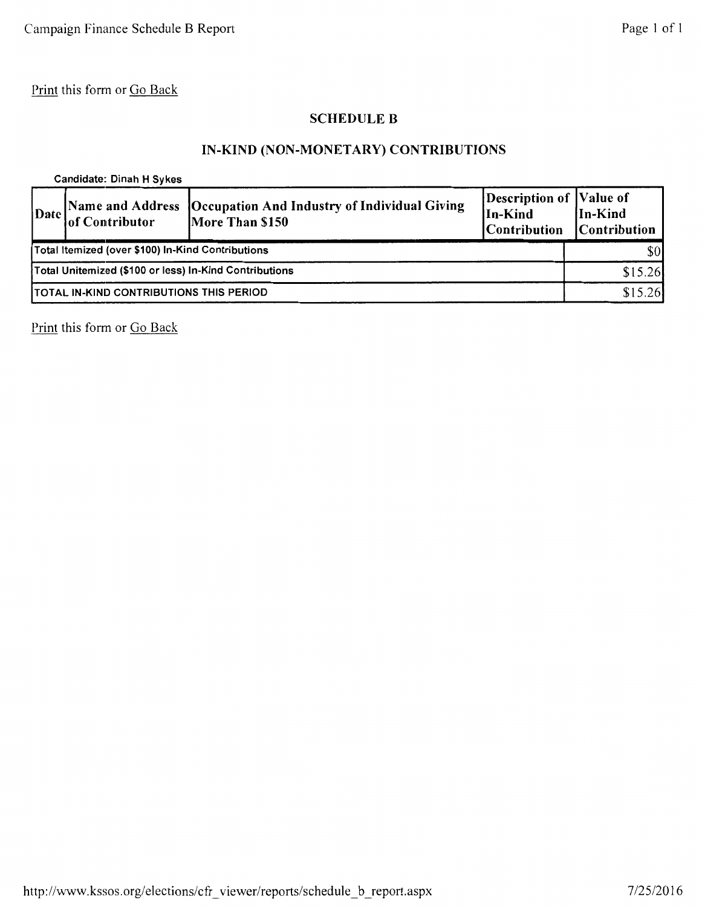Print this form or Go Back

## SCHEDULE B

## IN-KIND (NON-MONETARY) CONTRIBUTIONS

Candidate: Dinah H Sykes

| Date | Name and Address of Contributor | Occupation And Industry of Individual Giving More Than $150 | Description of In-Kind Contribution | Value of In-Kind Contribution |
|---|---|---|---|---|
| Total Itemized (over $100) In-Kind Contributions | | | | $0 |
| Total Unitemized ($100 or less) In-Kind Contributions | | | | $15.26 |
| TOTAL IN-KIND CONTRIBUTIONS THIS PERIOD | | | | $15.26 |

Print this form or Go Back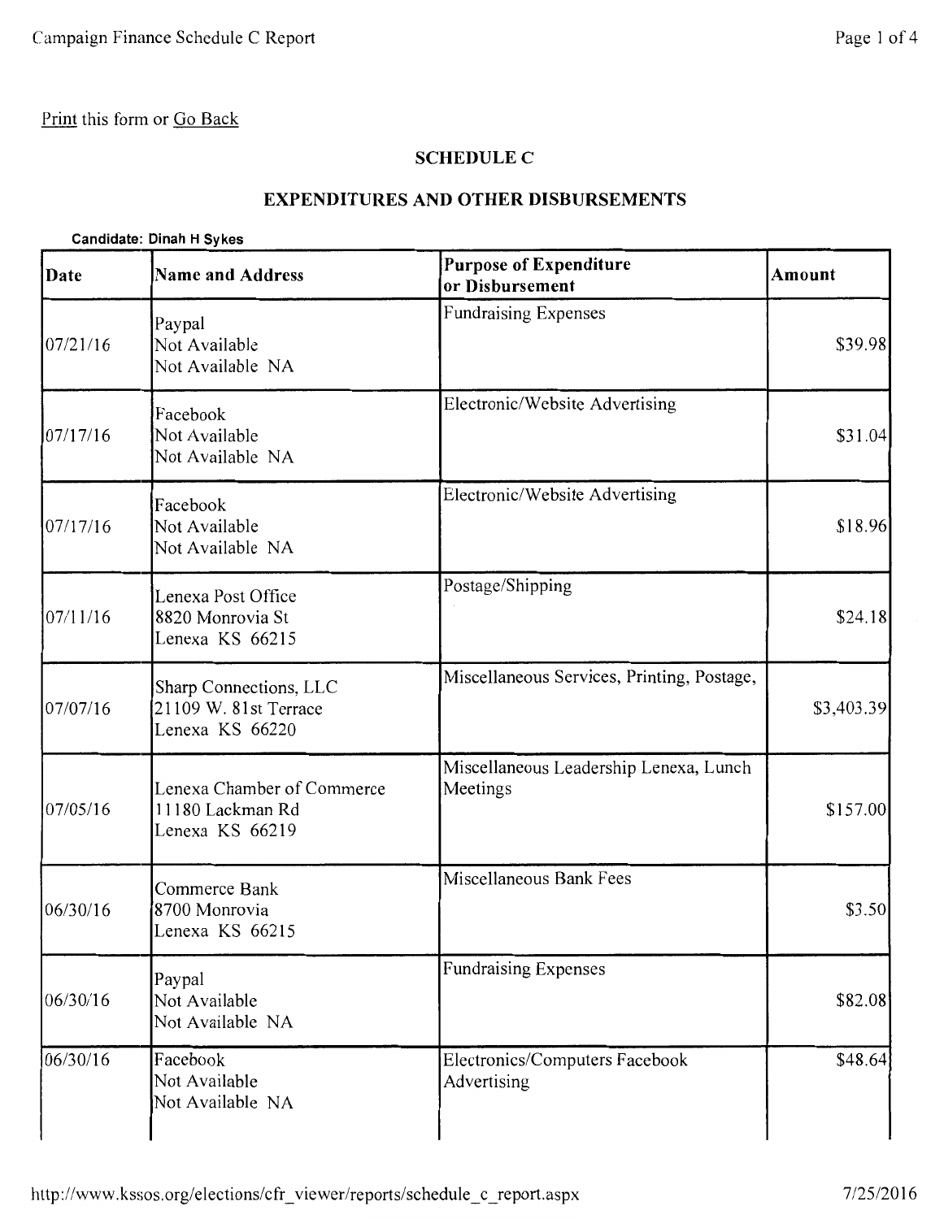Print this form or Go Back

## SCHEDULE C

## EXPENDITURES AND OTHER DISBURSEMENTS

**Candidate: Dinah H Sykes**

| Date | Name and Address | Purpose of Expenditure or Disbursement | Amount |
|---|---|---|---|
| 07/21/16 | Paypal<br>Not Available<br>Not Available NA | Fundraising Expenses | $39.98 |
| 07/17/16 | Facebook<br>Not Available<br>Not Available NA | Electronic/Website Advertising | $31.04 |
| 07/17/16 | Facebook<br>Not Available<br>Not Available NA | Electronic/Website Advertising | $18.96 |
| 07/11/16 | Lenexa Post Office<br>8820 Monrovia St<br>Lenexa KS 66215 | Postage/Shipping | $24.18 |
| 07/07/16 | Sharp Connections, LLC<br>21109 W. 81st Terrace<br>Lenexa KS 66220 | Miscellaneous Services, Printing, Postage, | $3,403.39 |
| 07/05/16 | Lenexa Chamber of Commerce<br>11180 Lackman Rd<br>Lenexa KS 66219 | Miscellaneous Leadership Lenexa, Lunch Meetings | $157.00 |
| 06/30/16 | Commerce Bank<br>8700 Monrovia<br>Lenexa KS 66215 | Miscellaneous Bank Fees | $3.50 |
| 06/30/16 | Paypal<br>Not Available<br>Not Available NA | Fundraising Expenses | $82.08 |
| 06/30/16 | Facebook<br>Not Available<br>Not Available NA | Electronics/Computers Facebook Advertising | $48.64 |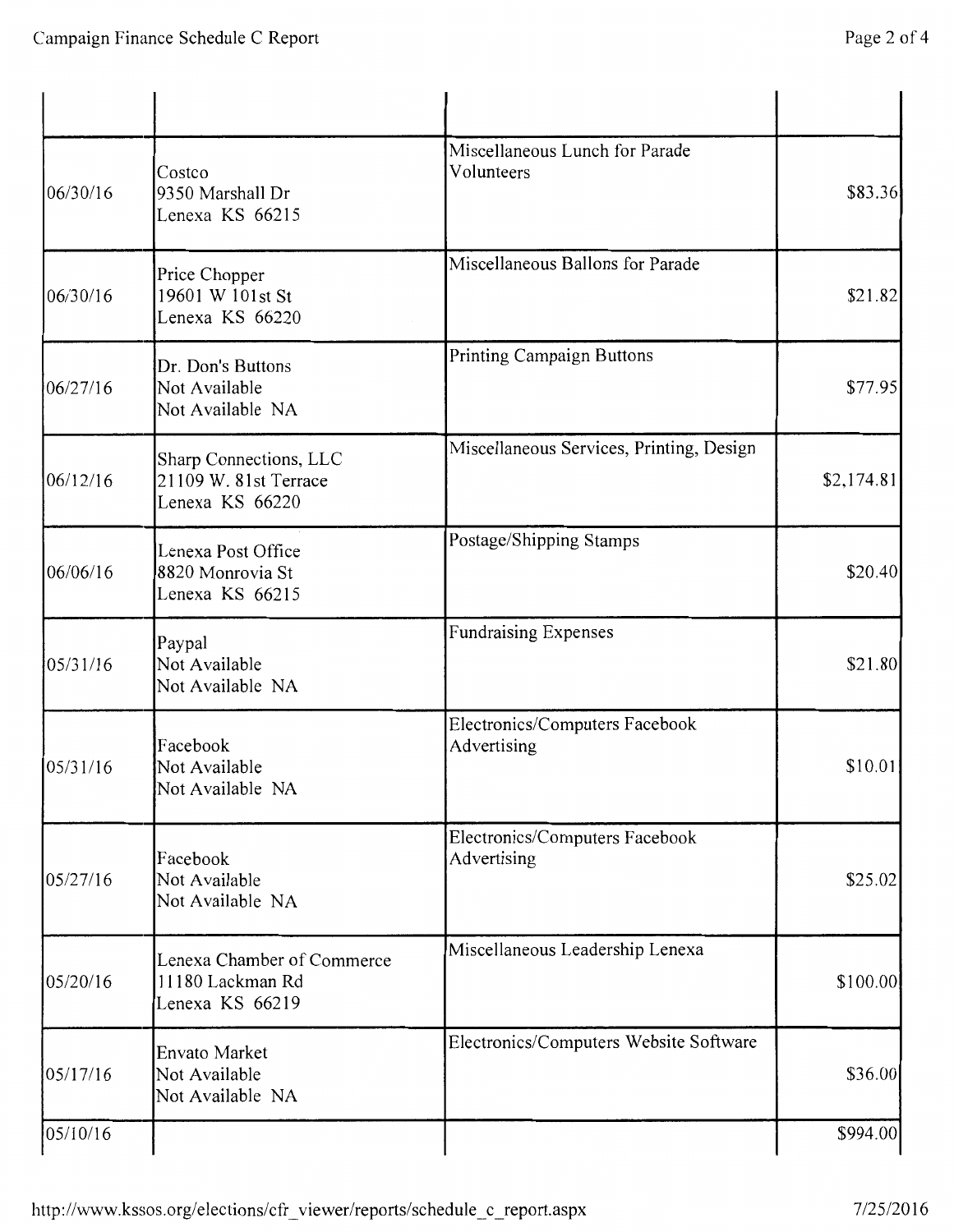| | | | |
|---|---|---|---|
| 06/30/16 | Costco<br>9350 Marshall Dr<br>Lenexa KS 66215 | Miscellaneous Lunch for Parade Volunteers | $83.36 |
| 06/30/16 | Price Chopper<br>19601 W 101st St<br>Lenexa KS 66220 | Miscellaneous Ballons for Parade | $21.82 |
| 06/27/16 | Dr. Don's Buttons<br>Not Available<br>Not Available NA | Printing Campaign Buttons | $77.95 |
| 06/12/16 | Sharp Connections, LLC<br>21109 W. 81st Terrace<br>Lenexa KS 66220 | Miscellaneous Services, Printing, Design | $2,174.81 |
| 06/06/16 | Lenexa Post Office<br>8820 Monrovia St<br>Lenexa KS 66215 | Postage/Shipping Stamps | $20.40 |
| 05/31/16 | Paypal<br>Not Available<br>Not Available NA | Fundraising Expenses | $21.80 |
| 05/31/16 | Facebook<br>Not Available<br>Not Available NA | Electronics/Computers Facebook Advertising | $10.01 |
| 05/27/16 | Facebook<br>Not Available<br>Not Available NA | Electronics/Computers Facebook Advertising | $25.02 |
| 05/20/16 | Lenexa Chamber of Commerce<br>11180 Lackman Rd<br>Lenexa KS 66219 | Miscellaneous Leadership Lenexa | $100.00 |
| 05/17/16 | Envato Market<br>Not Available<br>Not Available NA | Electronics/Computers Website Software | $36.00 |
| 05/10/16 | | | $994.00 |

http://www.kssos.org/elections/cfr_viewer/reports/schedule_c_report.aspx 7/25/2016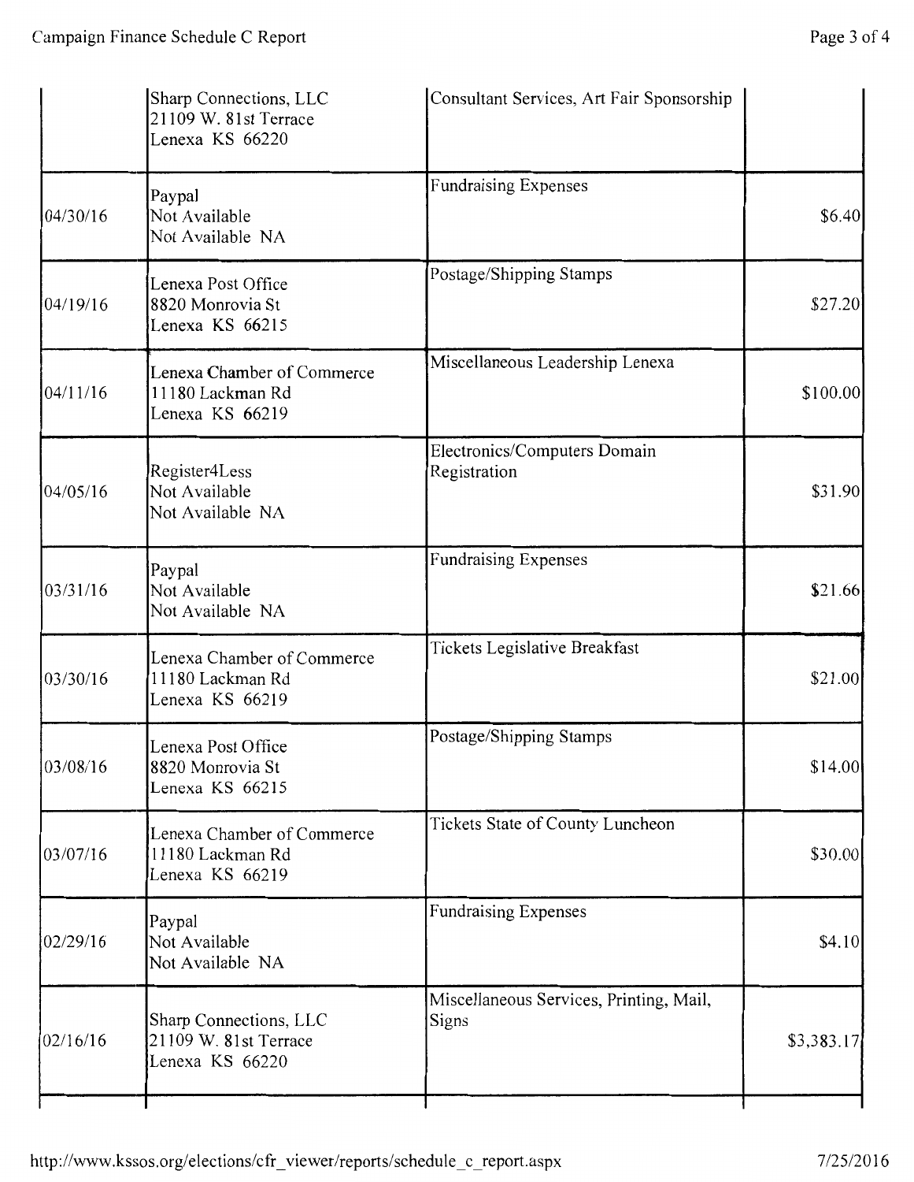| | | | |
|---|---|---|---|
| | Sharp Connections, LLC<br>21109 W. 81st Terrace<br>Lenexa KS 66220 | Consultant Services, Art Fair Sponsorship | |
| 04/30/16 | Paypal<br>Not Available<br>Not Available NA | Fundraising Expenses | $6.40 |
| 04/19/16 | Lenexa Post Office<br>8820 Monrovia St<br>Lenexa KS 66215 | Postage/Shipping Stamps | $27.20 |
| 04/11/16 | Lenexa Chamber of Commerce<br>11180 Lackman Rd<br>Lenexa KS 66219 | Miscellaneous Leadership Lenexa | $100.00 |
| 04/05/16 | Register4Less<br>Not Available<br>Not Available NA | Electronics/Computers Domain Registration | $31.90 |
| 03/31/16 | Paypal<br>Not Available<br>Not Available NA | Fundraising Expenses | $21.66 |
| 03/30/16 | Lenexa Chamber of Commerce<br>11180 Lackman Rd<br>Lenexa KS 66219 | Tickets Legislative Breakfast | $21.00 |
| 03/08/16 | Lenexa Post Office<br>8820 Monrovia St<br>Lenexa KS 66215 | Postage/Shipping Stamps | $14.00 |
| 03/07/16 | Lenexa Chamber of Commerce<br>11180 Lackman Rd<br>Lenexa KS 66219 | Tickets State of County Luncheon | $30.00 |
| 02/29/16 | Paypal<br>Not Available<br>Not Available NA | Fundraising Expenses | $4.10 |
| 02/16/16 | Sharp Connections, LLC<br>21109 W. 81st Terrace<br>Lenexa KS 66220 | Miscellaneous Services, Printing, Mail, Signs | $3,383.17 |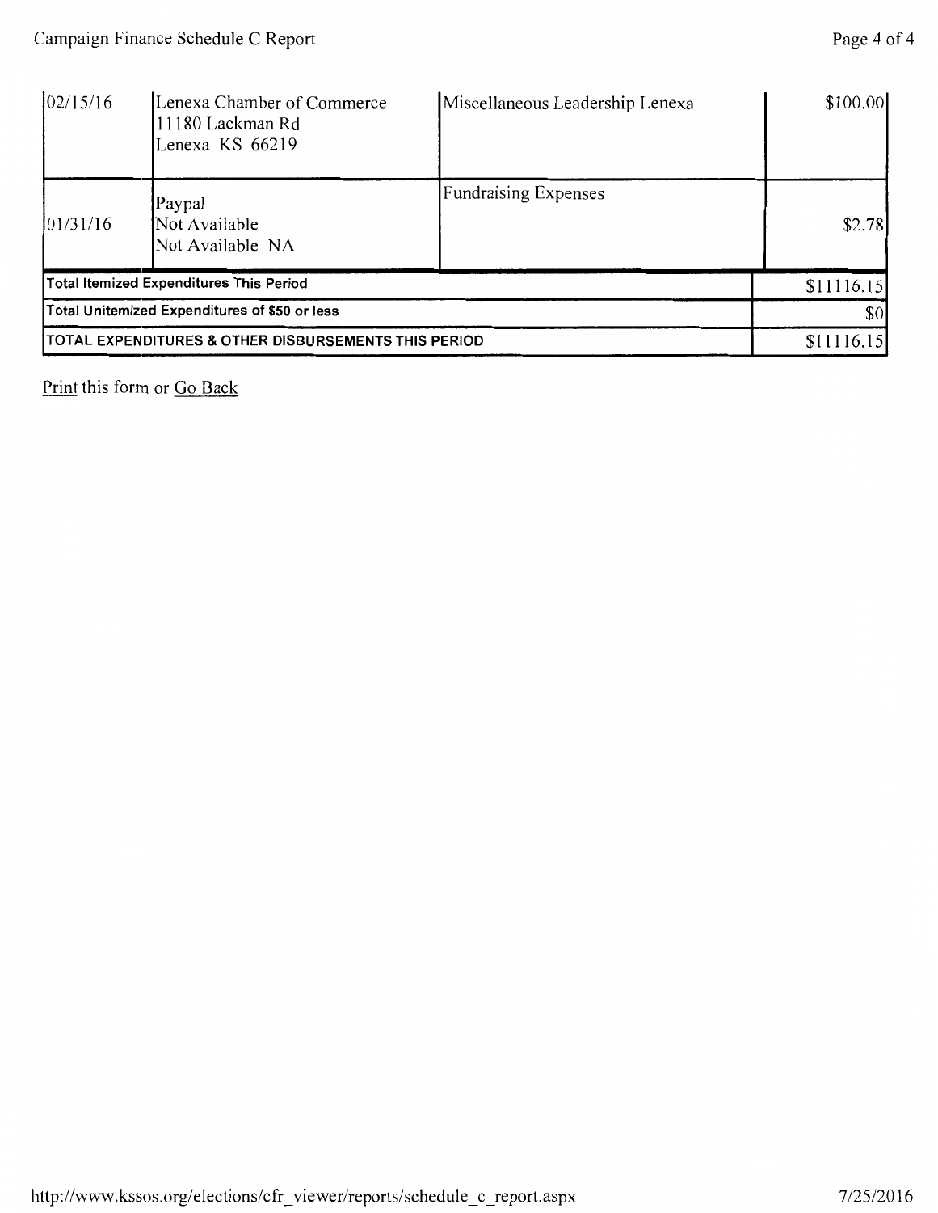| | | | |
|---|---|---|---|
| 02/15/16 | Lenexa Chamber of Commerce<br>11180 Lackman Rd<br>Lenexa KS 66219 | Miscellaneous Leadership Lenexa | $100.00 |
| 01/31/16 | Paypal<br>Not Available<br>Not Available NA | Fundraising Expenses | $2.78 |
| **Total Itemized Expenditures This Period** | | | $11116.15 |
| **Total Unitemized Expenditures of $50 or less** | | | $0 |
| **TOTAL EXPENDITURES & OTHER DISBURSEMENTS THIS PERIOD** | | | $11116.15 |

Print this form or Go Back

http://www.kssos.org/elections/cfr_viewer/reports/schedule_c_report.aspx 7/25/2016